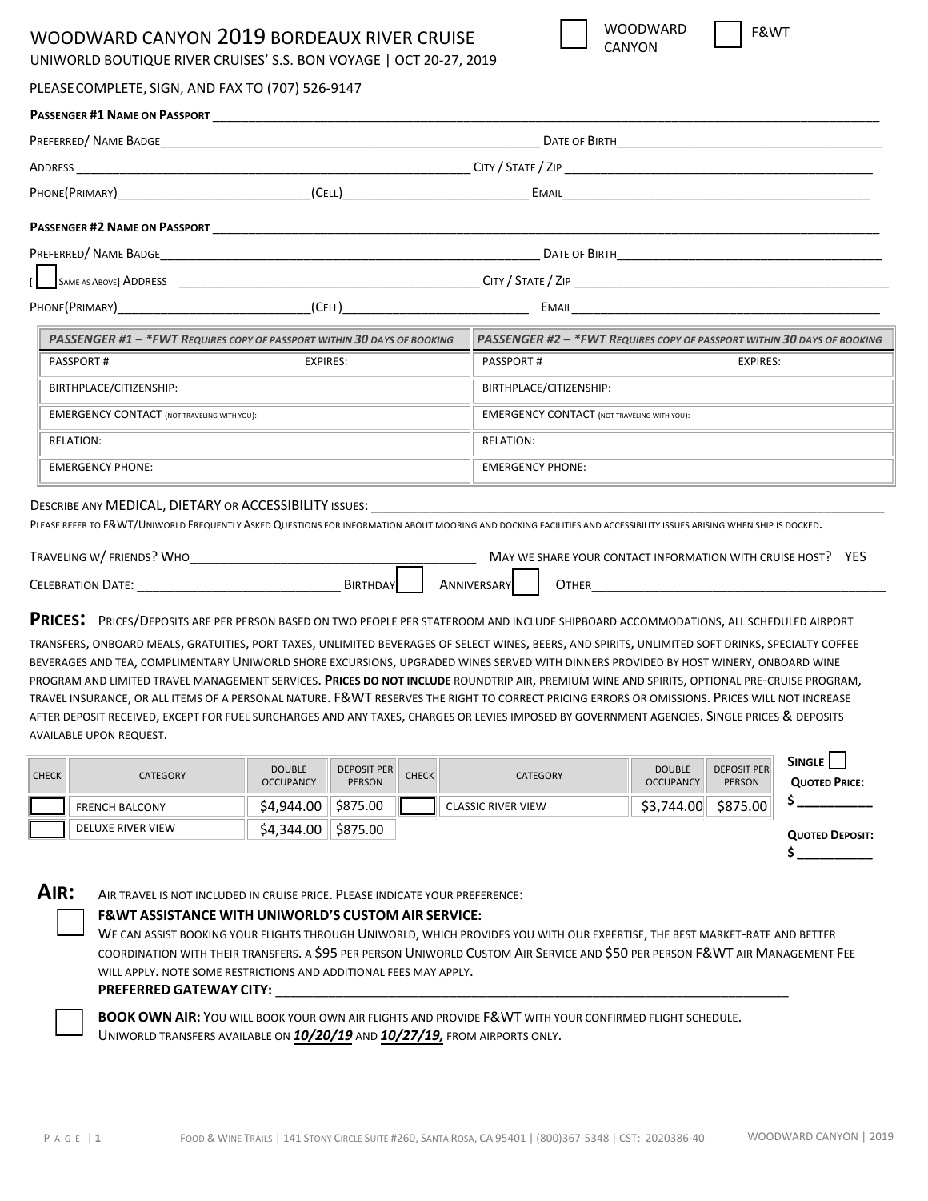# WOODWARD CANYON 2019 BORDEAUX RIVER CRUISE

☐ WOODWARD CANYON ☐ F&WT

UNIWORLD BOUTIQUE RIVER CRUISES' S.S. BON VOYAGE | OCT 20-27, 2019

PLEASE COMPLETE, SIGN, AND FAX TO (707) 526-9147

**PASSENGER #1 NAME ON PASSPORT** ____________________

PREFERRED/ NAME BADGE____________________ DATE OF BIRTH____________________

ADDRESS ____________________ CITY / STATE / ZIP ____________________

PHONE(PRIMARY)____________________(CELL)____________________ EMAIL____________________

**PASSENGER #2 NAME ON PASSPORT** ____________________

PREFERRED/ NAME BADGE____________________ DATE OF BIRTH____________________

[ ☐ SAME AS ABOVE] ADDRESS ____________________ CITY / STATE / ZIP ____________________

PHONE(PRIMARY)____________________(CELL)____________________ EMAIL____________________

| *PASSENGER #1 – \*FWT REQUIRES COPY OF PASSPORT WITHIN 30 DAYS OF BOOKING* | | *PASSENGER #2 – \*FWT REQUIRES COPY OF PASSPORT WITHIN 30 DAYS OF BOOKING* | |
|---|---|---|---|
| PASSPORT # | EXPIRES: | PASSPORT # | EXPIRES: |
| BIRTHPLACE/CITIZENSHIP: | | BIRTHPLACE/CITIZENSHIP: | |
| EMERGENCY CONTACT (NOT TRAVELING WITH YOU): | | EMERGENCY CONTACT (NOT TRAVELING WITH YOU): | |
| RELATION: | | RELATION: | |
| EMERGENCY PHONE: | | EMERGENCY PHONE: | |

DESCRIBE ANY MEDICAL, DIETARY OR ACCESSIBILITY ISSUES: ____________________

PLEASE REFER TO F&WT/UNIWORLD FREQUENTLY ASKED QUESTIONS FOR INFORMATION ABOUT MOORING AND DOCKING FACILITIES AND ACCESSIBILITY ISSUES ARISING WHEN SHIP IS DOCKED.

TRAVELING W/ FRIENDS? WHO____________________ MAY WE SHARE YOUR CONTACT INFORMATION WITH CRUISE HOST? YES

CELEBRATION DATE: ____________________ BIRTHDAY ☐ ANNIVERSARY ☐ OTHER____________________

**PRICES:** PRICES/DEPOSITS ARE PER PERSON BASED ON TWO PEOPLE PER STATEROOM AND INCLUDE SHIPBOARD ACCOMMODATIONS, ALL SCHEDULED AIRPORT TRANSFERS, ONBOARD MEALS, GRATUITIES, PORT TAXES, UNLIMITED BEVERAGES OF SELECT WINES, BEERS, AND SPIRITS, UNLIMITED SOFT DRINKS, SPECIALTY COFFEE BEVERAGES AND TEA, COMPLIMENTARY UNIWORLD SHORE EXCURSIONS, UPGRADED WINES SERVED WITH DINNERS PROVIDED BY HOST WINERY, ONBOARD WINE PROGRAM AND LIMITED TRAVEL MANAGEMENT SERVICES. **PRICES DO NOT INCLUDE** ROUNDTRIP AIR, PREMIUM WINE AND SPIRITS, OPTIONAL PRE-CRUISE PROGRAM, TRAVEL INSURANCE, OR ALL ITEMS OF A PERSONAL NATURE. F&WT RESERVES THE RIGHT TO CORRECT PRICING ERRORS OR OMISSIONS. PRICES WILL NOT INCREASE AFTER DEPOSIT RECEIVED, EXCEPT FOR FUEL SURCHARGES AND ANY TAXES, CHARGES OR LEVIES IMPOSED BY GOVERNMENT AGENCIES. SINGLE PRICES & DEPOSITS AVAILABLE UPON REQUEST.

| CHECK | CATEGORY | DOUBLE OCCUPANCY | DEPOSIT PER PERSON | CHECK | CATEGORY | DOUBLE OCCUPANCY | DEPOSIT PER PERSON |
|---|---|---|---|---|---|---|---|
| ☐ | FRENCH BALCONY | $4,944.00 | $875.00 | ☐ | CLASSIC RIVER VIEW | $3,744.00 | $875.00 |
| ☐ | DELUXE RIVER VIEW | $4,344.00 | $875.00 | | | | |

**SINGLE** ☐

**QUOTED PRICE:** $ __________

**QUOTED DEPOSIT:** $ __________

**AIR:** AIR TRAVEL IS NOT INCLUDED IN CRUISE PRICE. PLEASE INDICATE YOUR PREFERENCE:

☐ **F&WT ASSISTANCE WITH UNIWORLD'S CUSTOM AIR SERVICE:**
WE CAN ASSIST BOOKING YOUR FLIGHTS THROUGH UNIWORLD, WHICH PROVIDES YOU WITH OUR EXPERTISE, THE BEST MARKET-RATE AND BETTER COORDINATION WITH THEIR TRANSFERS. A $95 PER PERSON UNIWORLD CUSTOM AIR SERVICE AND $50 PER PERSON F&WT AIR MANAGEMENT FEE WILL APPLY. NOTE SOME RESTRICTIONS AND ADDITIONAL FEES MAY APPLY.
**PREFERRED GATEWAY CITY:** ____________________

☐ **BOOK OWN AIR:** YOU WILL BOOK YOUR OWN AIR FLIGHTS AND PROVIDE F&WT WITH YOUR CONFIRMED FLIGHT SCHEDULE.
UNIWORLD TRANSFERS AVAILABLE ON ***10/20/19*** AND ***10/27/19,*** FROM AIRPORTS ONLY.

FOOD & WINE TRAILS | 141 STONY CIRCLE SUITE #260, SANTA ROSA, CA 95401 | (800)367-5348 | CST: 2020386-40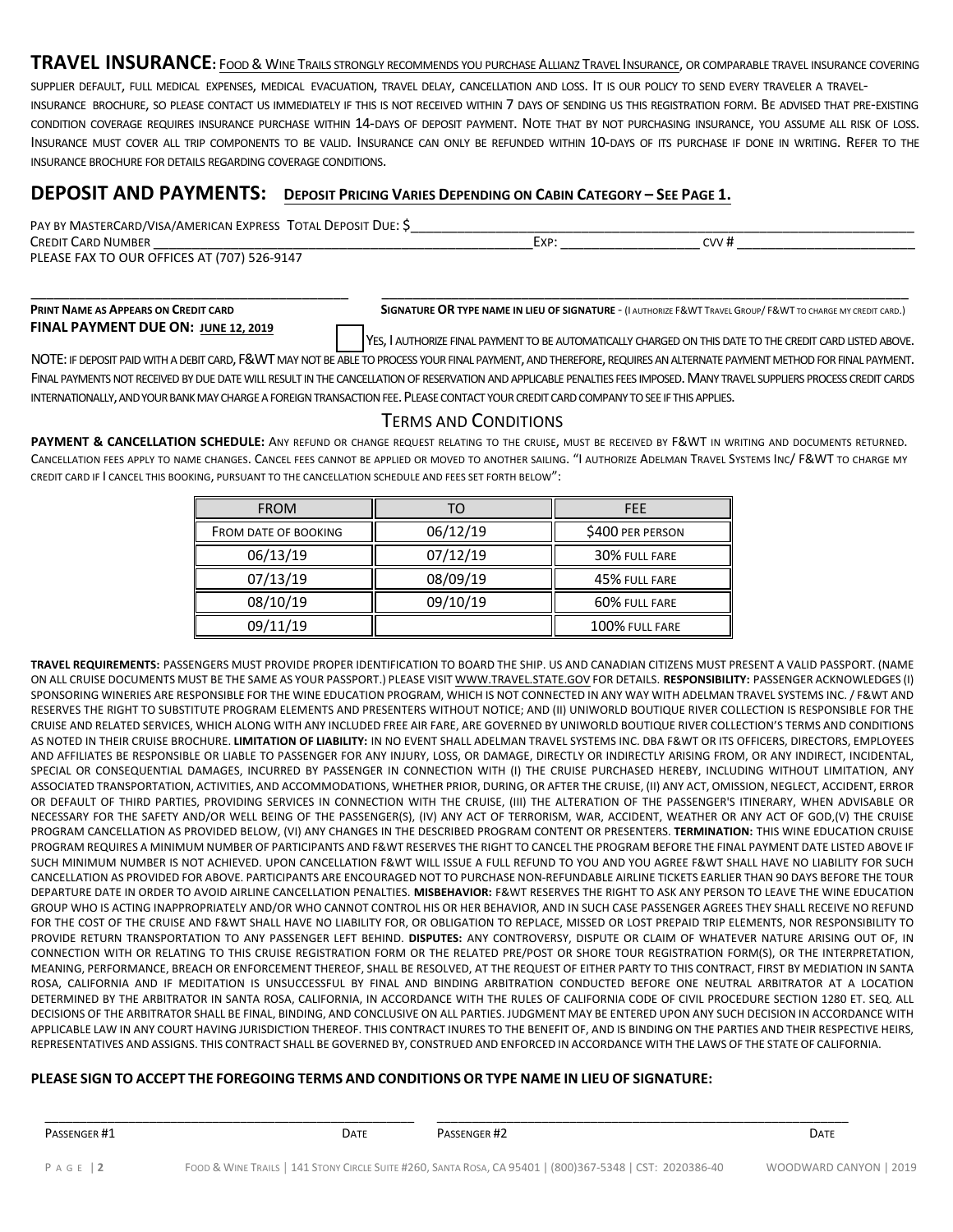## TRAVEL INSURANCE: FOOD & WINE TRAILS STRONGLY RECOMMENDS YOU PURCHASE ALLIANZ TRAVEL INSURANCE, OR COMPARABLE TRAVEL INSURANCE COVERING SUPPLIER DEFAULT, FULL MEDICAL EXPENSES, MEDICAL EVACUATION, TRAVEL DELAY, CANCELLATION AND LOSS. IT IS OUR POLICY TO SEND EVERY TRAVELER A TRAVEL-INSURANCE BROCHURE, SO PLEASE CONTACT US IMMEDIATELY IF THIS IS NOT RECEIVED WITHIN 7 DAYS OF SENDING US THIS REGISTRATION FORM. BE ADVISED THAT PRE-EXISTING CONDITION COVERAGE REQUIRES INSURANCE PURCHASE WITHIN 14-DAYS OF DEPOSIT PAYMENT. NOTE THAT BY NOT PURCHASING INSURANCE, YOU ASSUME ALL RISK OF LOSS. INSURANCE MUST COVER ALL TRIP COMPONENTS TO BE VALID. INSURANCE CAN ONLY BE REFUNDED WITHIN 10-DAYS OF ITS PURCHASE IF DONE IN WRITING. REFER TO THE INSURANCE BROCHURE FOR DETAILS REGARDING COVERAGE CONDITIONS.

## DEPOSIT AND PAYMENTS: DEPOSIT PRICING VARIES DEPENDING ON CABIN CATEGORY – SEE PAGE 1.

PAY BY MASTERCARD/VISA/AMERICAN EXPRESS TOTAL DEPOSIT DUE: $\_\_\_\_\_\_\_\_\_\_\_\_\_\_\_\_\_\_\_\_\_\_\_\_\_\_\_\_\_\_

CREDIT CARD NUMBER \_\_\_\_\_\_\_\_\_\_\_\_\_\_\_\_\_\_\_\_\_\_\_\_\_\_\_\_\_\_ EXP: \_\_\_\_\_\_\_\_\_\_\_\_ CVV # \_\_\_\_\_\_\_\_\_\_\_\_

PLEASE FAX TO OUR OFFICES AT (707) 526-9147

\_\_\_\_\_\_\_\_\_\_\_\_\_\_\_\_\_\_\_\_\_\_\_\_\_\_\_\_\_\_ \_\_\_\_\_\_\_\_\_\_\_\_\_\_\_\_\_\_\_\_\_\_\_\_\_\_\_\_\_\_

**PRINT NAME AS APPEARS ON CREDIT CARD** **SIGNATURE OR TYPE NAME IN LIEU OF SIGNATURE** - (I AUTHORIZE F&WT TRAVEL GROUP/ F&WT TO CHARGE MY CREDIT CARD.)

**FINAL PAYMENT DUE ON: JUNE 12, 2019**

☐ YES, I AUTHORIZE FINAL PAYMENT TO BE AUTOMATICALLY CHARGED ON THIS DATE TO THE CREDIT CARD LISTED ABOVE.

NOTE: IF DEPOSIT PAID WITH A DEBIT CARD, F&WT MAY NOT BE ABLE TO PROCESS YOUR FINAL PAYMENT, AND THEREFORE, REQUIRES AN ALTERNATE PAYMENT METHOD FOR FINAL PAYMENT. FINAL PAYMENTS NOT RECEIVED BY DUE DATE WILL RESULT IN THE CANCELLATION OF RESERVATION AND APPLICABLE PENALTIES FEES IMPOSED. MANY TRAVEL SUPPLIERS PROCESS CREDIT CARDS INTERNATIONALLY, AND YOUR BANK MAY CHARGE A FOREIGN TRANSACTION FEE. PLEASE CONTACT YOUR CREDIT CARD COMPANY TO SEE IF THIS APPLIES.

## TERMS AND CONDITIONS

**PAYMENT & CANCELLATION SCHEDULE:** ANY REFUND OR CHANGE REQUEST RELATING TO THE CRUISE, MUST BE RECEIVED BY F&WT IN WRITING AND DOCUMENTS RETURNED. CANCELLATION FEES APPLY TO NAME CHANGES. CANCEL FEES CANNOT BE APPLIED OR MOVED TO ANOTHER SAILING. "I AUTHORIZE ADELMAN TRAVEL SYSTEMS INC/ F&WT TO CHARGE MY CREDIT CARD IF I CANCEL THIS BOOKING, PURSUANT TO THE CANCELLATION SCHEDULE AND FEES SET FORTH BELOW":

| FROM | TO | FEE |
|---|---|---|
| FROM DATE OF BOOKING | 06/12/19 | $400 PER PERSON |
| 06/13/19 | 07/12/19 | 30% FULL FARE |
| 07/13/19 | 08/09/19 | 45% FULL FARE |
| 08/10/19 | 09/10/19 | 60% FULL FARE |
| 09/11/19 | | 100% FULL FARE |

**TRAVEL REQUIREMENTS:** PASSENGERS MUST PROVIDE PROPER IDENTIFICATION TO BOARD THE SHIP. US AND CANADIAN CITIZENS MUST PRESENT A VALID PASSPORT. (NAME ON ALL CRUISE DOCUMENTS MUST BE THE SAME AS YOUR PASSPORT.) PLEASE VISIT WWW.TRAVEL.STATE.GOV FOR DETAILS. **RESPONSIBILITY:** PASSENGER ACKNOWLEDGES (I) SPONSORING WINERIES ARE RESPONSIBLE FOR THE WINE EDUCATION PROGRAM, WHICH IS NOT CONNECTED IN ANY WAY WITH ADELMAN TRAVEL SYSTEMS INC. / F&WT AND RESERVES THE RIGHT TO SUBSTITUTE PROGRAM ELEMENTS AND PRESENTERS WITHOUT NOTICE; AND (II) UNIWORLD BOUTIQUE RIVER COLLECTION IS RESPONSIBLE FOR THE CRUISE AND RELATED SERVICES, WHICH ALONG WITH ANY INCLUDED FREE AIR FARE, ARE GOVERNED BY UNIWORLD BOUTIQUE RIVER COLLECTION'S TERMS AND CONDITIONS AS NOTED IN THEIR CRUISE BROCHURE. **LIMITATION OF LIABILITY:** IN NO EVENT SHALL ADELMAN TRAVEL SYSTEMS INC. DBA F&WT OR ITS OFFICERS, DIRECTORS, EMPLOYEES AND AFFILIATES BE RESPONSIBLE OR LIABLE TO PASSENGER FOR ANY INJURY, LOSS, OR DAMAGE, DIRECTLY OR INDIRECTLY ARISING FROM, OR ANY INDIRECT, INCIDENTAL, SPECIAL OR CONSEQUENTIAL DAMAGES, INCURRED BY PASSENGER IN CONNECTION WITH (I) THE CRUISE PURCHASED HEREBY, INCLUDING WITHOUT LIMITATION, ANY ASSOCIATED TRANSPORTATION, ACTIVITIES, AND ACCOMMODATIONS, WHETHER PRIOR, DURING, OR AFTER THE CRUISE, (II) ANY ACT, OMISSION, NEGLECT, ACCIDENT, ERROR OR DEFAULT OF THIRD PARTIES, PROVIDING SERVICES IN CONNECTION WITH THE CRUISE, (III) THE ALTERATION OF THE PASSENGER'S ITINERARY, WHEN ADVISABLE OR NECESSARY FOR THE SAFETY AND/OR WELL BEING OF THE PASSENGER(S), (IV) ANY ACT OF TERRORISM, WAR, ACCIDENT, WEATHER OR ANY ACT OF GOD,(V) THE CRUISE PROGRAM CANCELLATION AS PROVIDED BELOW, (VI) ANY CHANGES IN THE DESCRIBED PROGRAM CONTENT OR PRESENTERS. **TERMINATION:** THIS WINE EDUCATION CRUISE PROGRAM REQUIRES A MINIMUM NUMBER OF PARTICIPANTS AND F&WT RESERVES THE RIGHT TO CANCEL THE PROGRAM BEFORE THE FINAL PAYMENT DATE LISTED ABOVE IF SUCH MINIMUM NUMBER IS NOT ACHIEVED. UPON CANCELLATION F&WT WILL ISSUE A FULL REFUND TO YOU AND YOU AGREE F&WT SHALL HAVE NO LIABILITY FOR SUCH CANCELLATION AS PROVIDED FOR ABOVE. PARTICIPANTS ARE ENCOURAGED NOT TO PURCHASE NON-REFUNDABLE AIRLINE TICKETS EARLIER THAN 90 DAYS BEFORE THE TOUR DEPARTURE DATE IN ORDER TO AVOID AIRLINE CANCELLATION PENALTIES. **MISBEHAVIOR:** F&WT RESERVES THE RIGHT TO ASK ANY PERSON TO LEAVE THE WINE EDUCATION GROUP WHO IS ACTING INAPPROPRIATELY AND/OR WHO CANNOT CONTROL HIS OR HER BEHAVIOR, AND IN SUCH CASE PASSENGER AGREES THEY SHALL RECEIVE NO REFUND FOR THE COST OF THE CRUISE AND F&WT SHALL HAVE NO LIABILITY FOR, OR OBLIGATION TO REPLACE, MISSED OR LOST PREPAID TRIP ELEMENTS, NOR RESPONSIBILITY TO PROVIDE RETURN TRANSPORTATION TO ANY PASSENGER LEFT BEHIND. **DISPUTES:** ANY CONTROVERSY, DISPUTE OR CLAIM OF WHATEVER NATURE ARISING OUT OF, IN CONNECTION WITH OR RELATING TO THIS CRUISE REGISTRATION FORM OR THE RELATED PRE/POST OR SHORE TOUR REGISTRATION FORM(S), OR THE INTERPRETATION, MEANING, PERFORMANCE, BREACH OR ENFORCEMENT THEREOF, SHALL BE RESOLVED, AT THE REQUEST OF EITHER PARTY TO THIS CONTRACT, FIRST BY MEDIATION IN SANTA ROSA, CALIFORNIA AND IF MEDITATION IS UNSUCCESSFUL BY FINAL AND BINDING ARBITRATION CONDUCTED BEFORE ONE NEUTRAL ARBITRATOR AT A LOCATION DETERMINED BY THE ARBITRATOR IN SANTA ROSA, CALIFORNIA, IN ACCORDANCE WITH THE RULES OF CALIFORNIA CODE OF CIVIL PROCEDURE SECTION 1280 ET. SEQ. ALL DECISIONS OF THE ARBITRATOR SHALL BE FINAL, BINDING, AND CONCLUSIVE ON ALL PARTIES. JUDGMENT MAY BE ENTERED UPON ANY SUCH DECISION IN ACCORDANCE WITH APPLICABLE LAW IN ANY COURT HAVING JURISDICTION THEREOF. THIS CONTRACT INURES TO THE BENEFIT OF, AND IS BINDING ON THE PARTIES AND THEIR RESPECTIVE HEIRS, REPRESENTATIVES AND ASSIGNS. THIS CONTRACT SHALL BE GOVERNED BY, CONSTRUED AND ENFORCED IN ACCORDANCE WITH THE LAWS OF THE STATE OF CALIFORNIA.

**PLEASE SIGN TO ACCEPT THE FOREGOING TERMS AND CONDITIONS OR TYPE NAME IN LIEU OF SIGNATURE:**

\_\_\_\_\_\_\_\_\_\_\_\_\_\_\_\_\_\_\_\_\_\_\_\_\_\_\_\_\_\_ \_\_\_\_\_\_\_\_\_\_\_\_\_\_\_\_\_\_\_\_\_\_\_\_\_\_\_\_\_\_

PASSENGER #1 DATE PASSENGER #2 DATE

FOOD & WINE TRAILS | 141 STONY CIRCLE SUITE #260, SANTA ROSA, CA 95401 | (800)367-5348 | CST: 2020386-40 WOODWARD CANYON | 2019